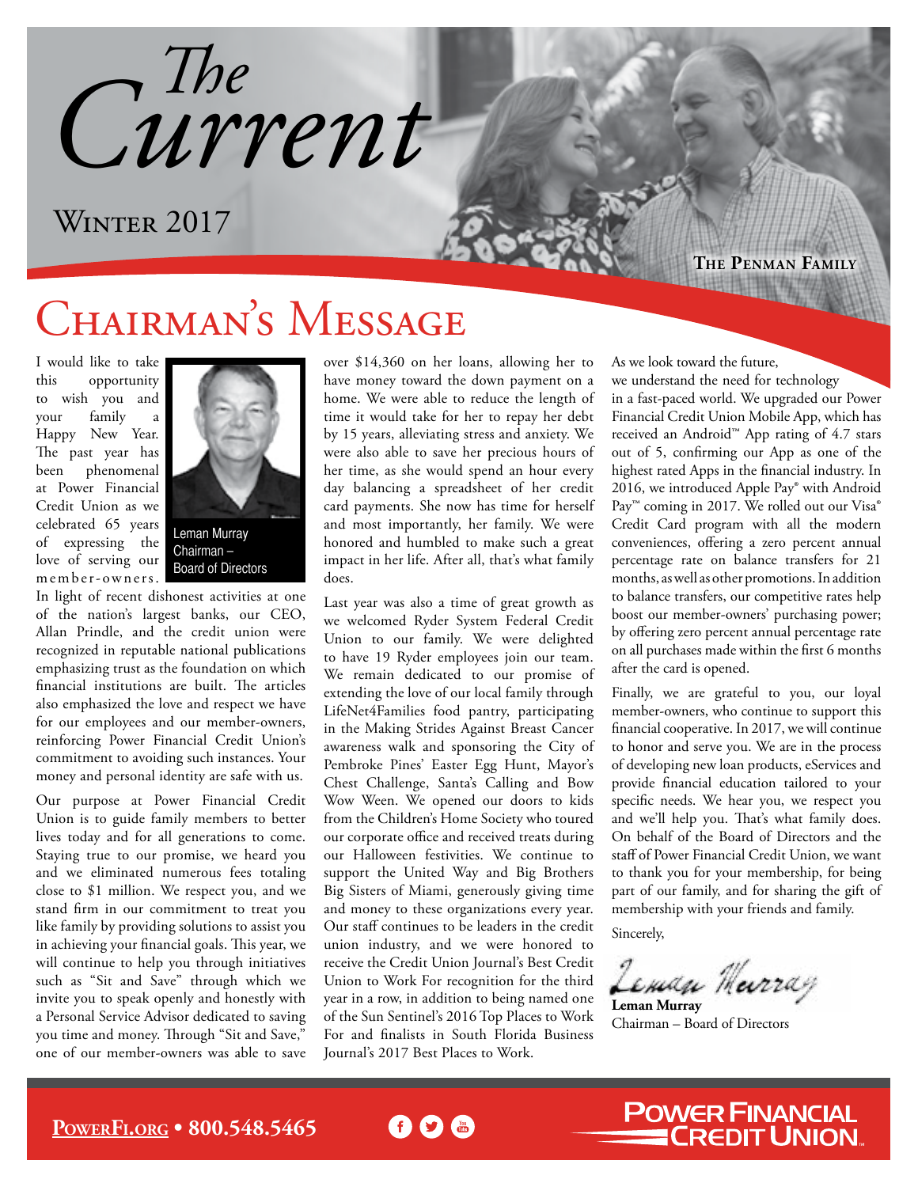# The Current

## Winter 2017

The Penman Family

# Chairman's Message

Leman Murray
Chairman – Board of Directors

I would like to take this opportunity to wish you and your family a Happy New Year. The past year has been phenomenal at Power Financial Credit Union as we celebrated 65 years of expressing the love of serving our member-owners. In light of recent dishonest activities at one of the nation's largest banks, our CEO, Allan Prindle, and the credit union were recognized in reputable national publications emphasizing trust as the foundation on which financial institutions are built. The articles also emphasized the love and respect we have for our employees and our member-owners, reinforcing Power Financial Credit Union's commitment to avoiding such instances. Your money and personal identity are safe with us.

Our purpose at Power Financial Credit Union is to guide family members to better lives today and for all generations to come. Staying true to our promise, we heard you and we eliminated numerous fees totaling close to $1 million. We respect you, and we stand firm in our commitment to treat you like family by providing solutions to assist you in achieving your financial goals. This year, we will continue to help you through initiatives such as "Sit and Save" through which we invite you to speak openly and honestly with a Personal Service Advisor dedicated to saving you time and money. Through "Sit and Save," one of our member-owners was able to save over $14,360 on her loans, allowing her to have money toward the down payment on a home. We were able to reduce the length of time it would take for her to repay her debt by 15 years, alleviating stress and anxiety. We were also able to save her precious hours of her time, as she would spend an hour every day balancing a spreadsheet of her credit card payments. She now has time for herself and most importantly, her family. We were honored and humbled to make such a great impact in her life. After all, that's what family does.

Last year was also a time of great growth as we welcomed Ryder System Federal Credit Union to our family. We were delighted to have 19 Ryder employees join our team. We remain dedicated to our promise of extending the love of our local family through LifeNet4Families food pantry, participating in the Making Strides Against Breast Cancer awareness walk and sponsoring the City of Pembroke Pines' Easter Egg Hunt, Mayor's Chest Challenge, Santa's Calling and Bow Wow Ween. We opened our doors to kids from the Children's Home Society who toured our corporate office and received treats during our Halloween festivities. We continue to support the United Way and Big Brothers Big Sisters of Miami, generously giving time and money to these organizations every year. Our staff continues to be leaders in the credit union industry, and we were honored to receive the Credit Union Journal's Best Credit Union to Work For recognition for the third year in a row, in addition to being named one of the Sun Sentinel's 2016 Top Places to Work For and finalists in South Florida Business Journal's 2017 Best Places to Work.

As we look toward the future, we understand the need for technology in a fast-paced world. We upgraded our Power Financial Credit Union Mobile App, which has received an Android™ App rating of 4.7 stars out of 5, confirming our App as one of the highest rated Apps in the financial industry. In 2016, we introduced Apple Pay® with Android Pay™ coming in 2017. We rolled out our Visa® Credit Card program with all the modern conveniences, offering a zero percent annual percentage rate on balance transfers for 21 months, as well as other promotions. In addition to balance transfers, our competitive rates help boost our member-owners' purchasing power; by offering zero percent annual percentage rate on all purchases made within the first 6 months after the card is opened.

Finally, we are grateful to you, our loyal member-owners, who continue to support this financial cooperative. In 2017, we will continue to honor and serve you. We are in the process of developing new loan products, eServices and provide financial education tailored to your specific needs. We hear you, we respect you and we'll help you. That's what family does. On behalf of the Board of Directors and the staff of Power Financial Credit Union, we want to thank you for your membership, for being part of our family, and for sharing the gift of membership with your friends and family.

Sincerely,

Leman Murray

**Leman Murray**
Chairman – Board of Directors

**PowerFi.org • 800.548.5465**

Power Financial Credit Union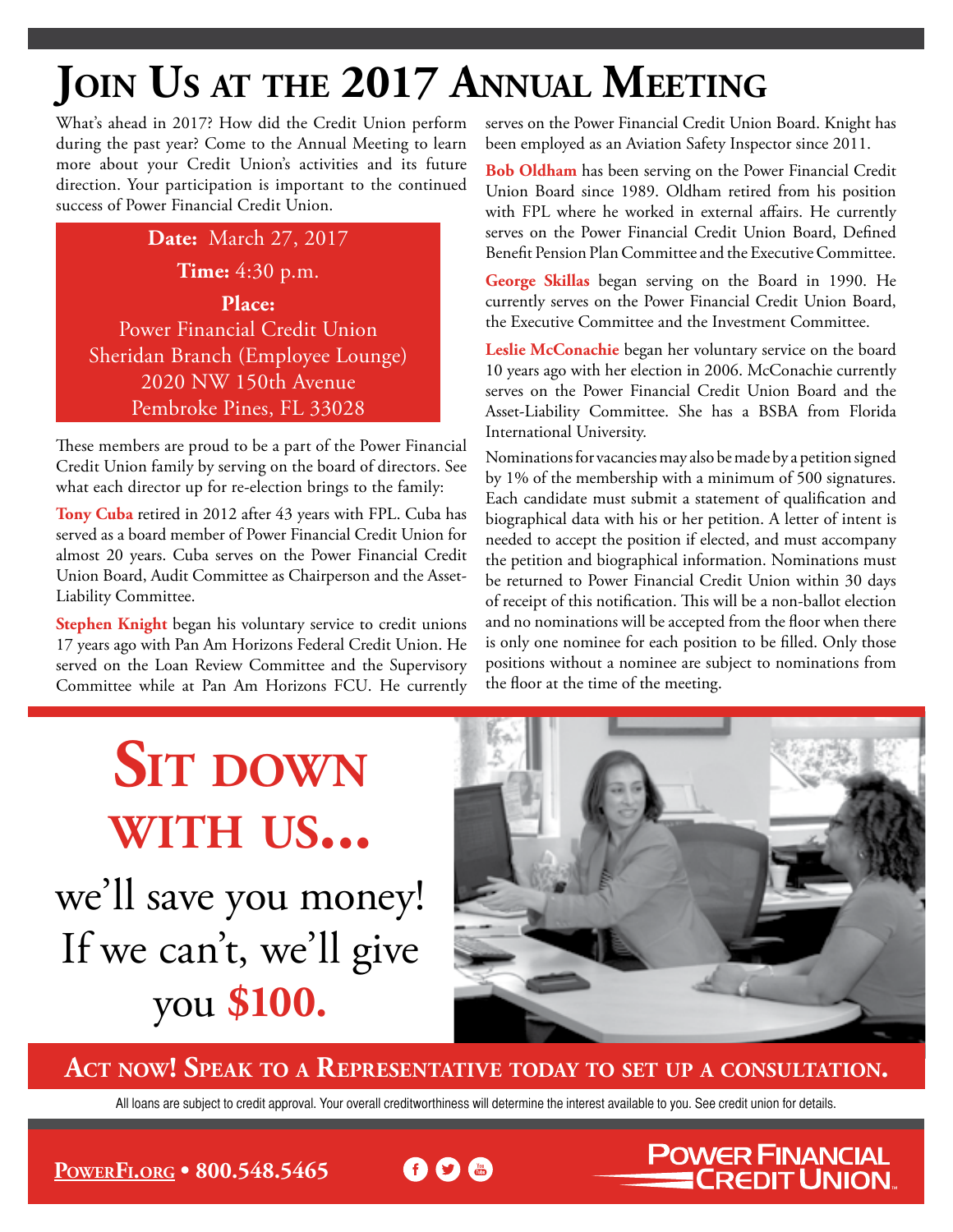# Join Us at the 2017 Annual Meeting

What's ahead in 2017? How did the Credit Union perform during the past year? Come to the Annual Meeting to learn more about your Credit Union's activities and its future direction. Your participation is important to the continued success of Power Financial Credit Union.

**Date:** March 27, 2017

**Time:** 4:30 p.m.

**Place:**
Power Financial Credit Union
Sheridan Branch (Employee Lounge)
2020 NW 150th Avenue
Pembroke Pines, FL 33028

These members are proud to be a part of the Power Financial Credit Union family by serving on the board of directors. See what each director up for re-election brings to the family:

**Tony Cuba** retired in 2012 after 43 years with FPL. Cuba has served as a board member of Power Financial Credit Union for almost 20 years. Cuba serves on the Power Financial Credit Union Board, Audit Committee as Chairperson and the Asset-Liability Committee.

**Stephen Knight** began his voluntary service to credit unions 17 years ago with Pan Am Horizons Federal Credit Union. He served on the Loan Review Committee and the Supervisory Committee while at Pan Am Horizons FCU. He currently serves on the Power Financial Credit Union Board. Knight has been employed as an Aviation Safety Inspector since 2011.

**Bob Oldham** has been serving on the Power Financial Credit Union Board since 1989. Oldham retired from his position with FPL where he worked in external affairs. He currently serves on the Power Financial Credit Union Board, Defined Benefit Pension Plan Committee and the Executive Committee.

**George Skillas** began serving on the Board in 1990. He currently serves on the Power Financial Credit Union Board, the Executive Committee and the Investment Committee.

**Leslie McConachie** began her voluntary service on the board 10 years ago with her election in 2006. McConachie currently serves on the Power Financial Credit Union Board and the Asset-Liability Committee. She has a BSBA from Florida International University.

Nominations for vacancies may also be made by a petition signed by 1% of the membership with a minimum of 500 signatures. Each candidate must submit a statement of qualification and biographical data with his or her petition. A letter of intent is needed to accept the position if elected, and must accompany the petition and biographical information. Nominations must be returned to Power Financial Credit Union within 30 days of receipt of this notification. This will be a non-ballot election and no nominations will be accepted from the floor when there is only one nominee for each position to be filled. Only those positions without a nominee are subject to nominations from the floor at the time of the meeting.

# Sit down with us...

we'll save you money! If we can't, we'll give you **$100.**

**Act now! Speak to a Representative today to set up a consultation.**

All loans are subject to credit approval. Your overall creditworthiness will determine the interest available to you. See credit union for details.

**PowerFi.org • 800.548.5465**

Power Financial Credit Union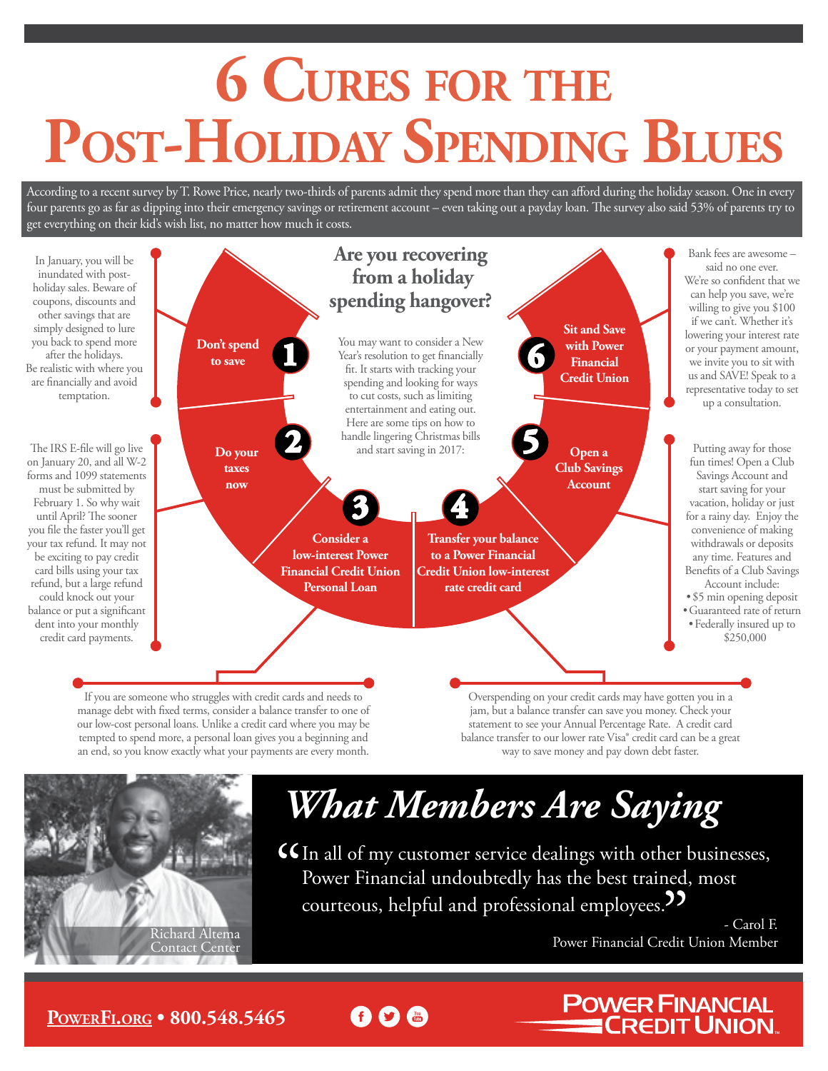# 6 Cures for the Post-Holiday Spending Blues

According to a recent survey by T. Rowe Price, nearly two-thirds of parents admit they spend more than they can afford during the holiday season. One in every four parents go as far as dipping into their emergency savings or retirement account – even taking out a payday loan. The survey also said 53% of parents try to get everything on their kid's wish list, no matter how much it costs.

## Are you recovering from a holiday spending hangover?

You may want to consider a New Year's resolution to get financially fit. It starts with tracking your spending and looking for ways to cut costs, such as limiting entertainment and eating out. Here are some tips on how to handle lingering Christmas bills and start saving in 2017:

### 1 Don't spend to save

In January, you will be inundated with post-holiday sales. Beware of coupons, discounts and other savings that are simply designed to lure you back to spend more after the holidays. Be realistic with where you are financially and avoid temptation.

### 2 Do your taxes now

The IRS E-file will go live on January 20, and all W-2 forms and 1099 statements must be submitted by February 1. So why wait until April? The sooner you file the faster you'll get your tax refund. It may not be exciting to pay credit card bills using your tax refund, but a large refund could knock out your balance or put a significant dent into your monthly credit card payments.

### 3 Consider a low-interest Power Financial Credit Union Personal Loan

If you are someone who struggles with credit cards and needs to manage debt with fixed terms, consider a balance transfer to one of our low-cost personal loans. Unlike a credit card where you may be tempted to spend more, a personal loan gives you a beginning and an end, so you know exactly what your payments are every month.

### 4 Transfer your balance to a Power Financial Credit Union low-interest rate credit card

Overspending on your credit cards may have gotten you in a jam, but a balance transfer can save you money. Check your statement to see your Annual Percentage Rate. A credit card balance transfer to our lower rate Visa® credit card can be a great way to save money and pay down debt faster.

### 5 Open a Club Savings Account

Putting away for those fun times! Open a Club Savings Account and start saving for your vacation, holiday or just for a rainy day. Enjoy the convenience of making withdrawals or deposits any time. Features and Benefits of a Club Savings Account include:

- $5 min opening deposit
- Guaranteed rate of return
- Federally insured up to $250,000

### 6 Sit and Save with Power Financial Credit Union

Bank fees are awesome – said no one ever. We're so confident that we can help you save, we're willing to give you $100 if we can't. Whether it's lowering your interest rate or your payment amount, we invite you to sit with us and SAVE! Speak to a representative today to set up a consultation.

## *What Members Are Saying*

"In all of my customer service dealings with other businesses, Power Financial undoubtedly has the best trained, most courteous, helpful and professional employees."

\- Carol F.
Power Financial Credit Union Member

Richard Altema
Contact Center

**POWERFI.ORG • 800.548.5465**

POWER FINANCIAL CREDIT UNION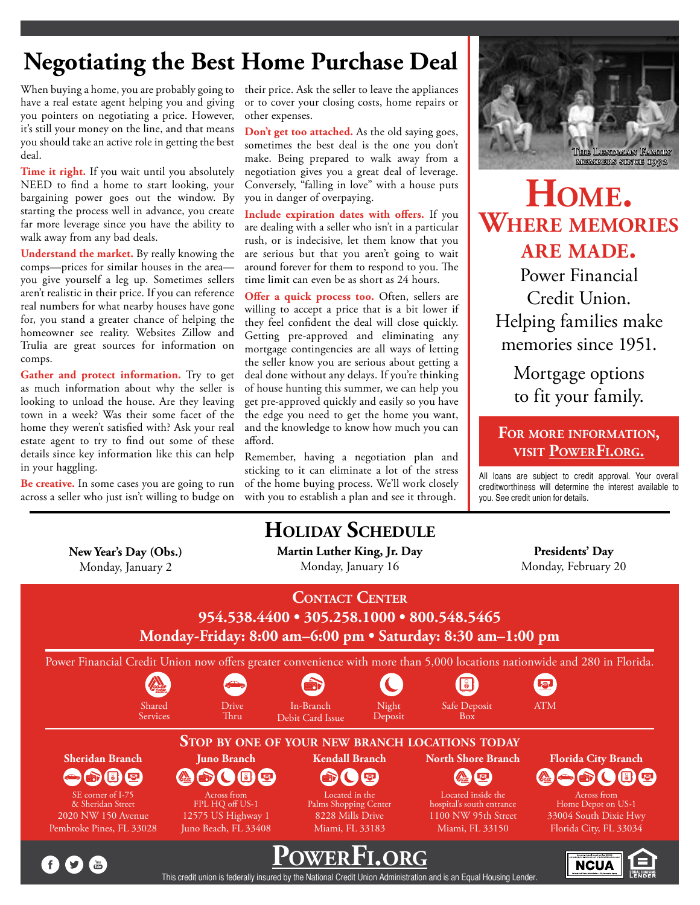# Negotiating the Best Home Purchase Deal

When buying a home, you are probably going to have a real estate agent helping you and giving you pointers on negotiating a price. However, it's still your money on the line, and that means you should take an active role in getting the best deal.

**Time it right.** If you wait until you absolutely NEED to find a home to start looking, your bargaining power goes out the window. By starting the process well in advance, you create far more leverage since you have the ability to walk away from any bad deals.

**Understand the market.** By really knowing the comps—prices for similar houses in the area—you give yourself a leg up. Sometimes sellers aren't realistic in their price. If you can reference real numbers for what nearby houses have gone for, you stand a greater chance of helping the homeowner see reality. Websites Zillow and Trulia are great sources for information on comps.

**Gather and protect information.** Try to get as much information about why the seller is looking to unload the house. Are they leaving town in a week? Was their some facet of the home they weren't satisfied with? Ask your real estate agent to try to find out some of these details since key information like this can help in your haggling.

**Be creative.** In some cases you are going to run across a seller who just isn't willing to budge on their price. Ask the seller to leave the appliances or to cover your closing costs, home repairs or other expenses.

**Don't get too attached.** As the old saying goes, sometimes the best deal is the one you don't make. Being prepared to walk away from a negotiation gives you a great deal of leverage. Conversely, "falling in love" with a house puts you in danger of overpaying.

**Include expiration dates with offers.** If you are dealing with a seller who isn't in a particular rush, or is indecisive, let them know that you are serious but that you aren't going to wait around forever for them to respond to you. The time limit can even be as short as 24 hours.

**Offer a quick process too.** Often, sellers are willing to accept a price that is a bit lower if they feel confident the deal will close quickly. Getting pre-approved and eliminating any mortgage contingencies are all ways of letting the seller know you are serious about getting a deal done without any delays. If you're thinking of house hunting this summer, we can help you get pre-approved quickly and easily so you have the edge you need to get the home you want, and the knowledge to know how much you can afford.

Remember, having a negotiation plan and sticking to it can eliminate a lot of the stress of the home buying process. We'll work closely with you to establish a plan and see it through.

The Lendman Family
members since 1992

## Home. Where memories are made.

Power Financial Credit Union. Helping families make memories since 1951.

Mortgage options to fit your family.

**For more information, visit PowerFi.org.**

All loans are subject to credit approval. Your overall creditworthiness will determine the interest available to you. See credit union for details.

## Holiday Schedule

**New Year's Day (Obs.)**
Monday, January 2

**Martin Luther King, Jr. Day**
Monday, January 16

**Presidents' Day**
Monday, February 20

## Contact Center

**954.538.4400 • 305.258.1000 • 800.548.5465**

**Monday-Friday: 8:00 am–6:00 pm • Saturday: 8:30 am–1:00 pm**

Power Financial Credit Union now offers greater convenience with more than 5,000 locations nationwide and 280 in Florida.

Shared Services · Drive Thru · In-Branch Debit Card Issue · Night Deposit · Safe Deposit Box · ATM

## Stop by one of your new branch locations today

**Sheridan Branch**
SE corner of I-75 & Sheridan Street
2020 NW 150 Avenue
Pembroke Pines, FL 33028

**Juno Branch**
Across from FPL HQ off US-1
12575 US Highway 1
Juno Beach, FL 33408

**Kendall Branch**
Located in the Palms Shopping Center
8228 Mills Drive
Miami, FL 33183

**North Shore Branch**
Located inside the hospital's south entrance
1100 NW 95th Street
Miami, FL 33150

**Florida City Branch**
Across from Home Depot on US-1
33004 South Dixie Hwy
Florida City, FL 33034

**PowerFi.org**

This credit union is federally insured by the National Credit Union Administration and is an Equal Housing Lender.